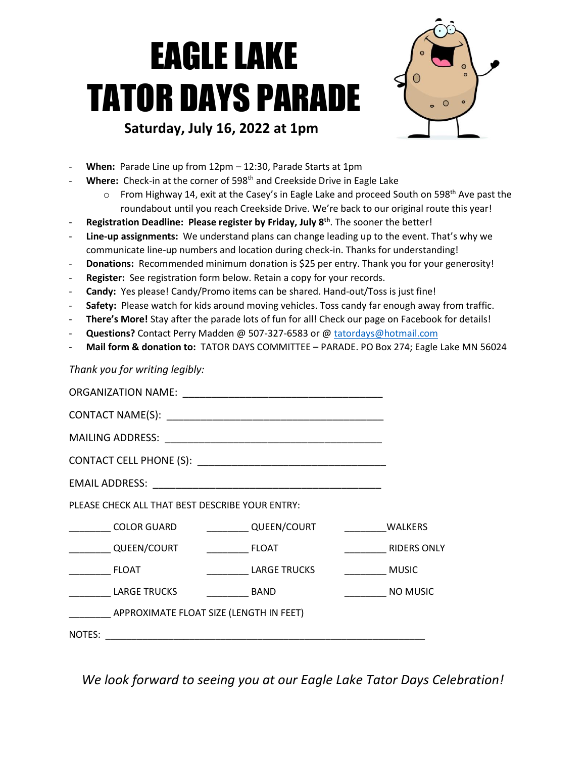# EAGLE LAKE TATOR DAYS PARADE

**Saturday, July 16, 2022 at 1pm**

- **When:** Parade Line up from 12pm – 12:30, Parade Starts at 1pm
- **Where:** Check-in at the corner of 598th and Creekside Drive in Eagle Lake
  - From Highway 14, exit at the Casey's in Eagle Lake and proceed South on 598th Ave past the roundabout until you reach Creekside Drive. We're back to our original route this year!
- **Registration Deadline: Please register by Friday, July 8th**. The sooner the better!
- **Line-up assignments:** We understand plans can change leading up to the event. That's why we communicate line-up numbers and location during check-in. Thanks for understanding!
- **Donations:** Recommended minimum donation is $25 per entry. Thank you for your generosity!
- **Register:** See registration form below. Retain a copy for your records.
- **Candy:** Yes please! Candy/Promo items can be shared. Hand-out/Toss is just fine!
- **Safety:** Please watch for kids around moving vehicles. Toss candy far enough away from traffic.
- **There's More!** Stay after the parade lots of fun for all! Check our page on Facebook for details!
- **Questions?** Contact Perry Madden @ 507-327-6583 or @ tatordays@hotmail.com
- **Mail form & donation to:** TATOR DAYS COMMITTEE – PARADE. PO Box 274; Eagle Lake MN 56024

*Thank you for writing legibly:*

ORGANIZATION NAME: ___________________________________

CONTACT NAME(S): ______________________________________

MAILING ADDRESS: ______________________________________

CONTACT CELL PHONE (S): _________________________________

EMAIL ADDRESS: _________________________________________

PLEASE CHECK ALL THAT BEST DESCRIBE YOUR ENTRY:

| | | |
|---|---|---|
| ________ COLOR GUARD | ________ QUEEN/COURT | ________WALKERS |
| ________ QUEEN/COURT | ________ FLOAT | ________ RIDERS ONLY |
| ________ FLOAT | ________ LARGE TRUCKS | ________ MUSIC |
| ________ LARGE TRUCKS | ________ BAND | ________ NO MUSIC |

________ APPROXIMATE FLOAT SIZE (LENGTH IN FEET)

NOTES: ______________________________________________________________

*We look forward to seeing you at our Eagle Lake Tator Days Celebration!*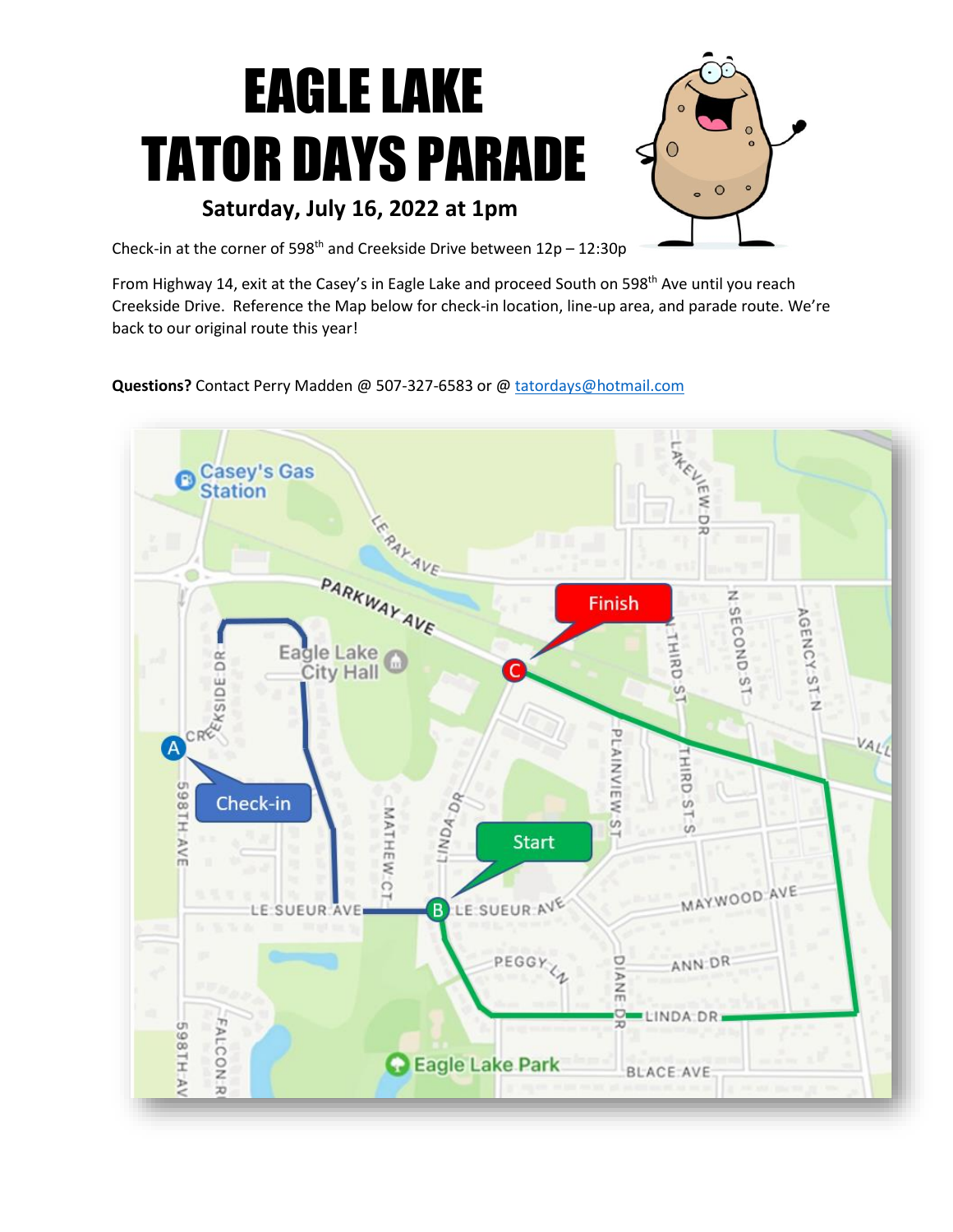# EAGLE LAKE TATOR DAYS PARADE

**Saturday, July 16, 2022 at 1pm**

Check-in at the corner of 598th and Creekside Drive between 12p – 12:30p

From Highway 14, exit at the Casey's in Eagle Lake and proceed South on 598th Ave until you reach Creekside Drive. Reference the Map below for check-in location, line-up area, and parade route. We're back to our original route this year!

**Questions?** Contact Perry Madden @ 507-327-6583 or @ tatordays@hotmail.com

Casey's Gas Station

LE RAY AVE

PARKWAY AVE

LAKEVIEW DR

Finish

C

Eagle Lake City Hall

CREEKSIDE DR

A

Check-in

598TH AVE

N THIRD ST

N SECOND ST

AGENCY ST N

VALL

PLAINVIEW ST

THIRD ST S

MATHEW CT

LINDA DR

Start

B

LE SUEUR AVE

LE SUEUR AVE

MAYWOOD AVE

PEGGY LN

DIANE DR

ANN DR

LINDA DR

Eagle Lake Park

BLACE AVE

598TH AV

FALCON R